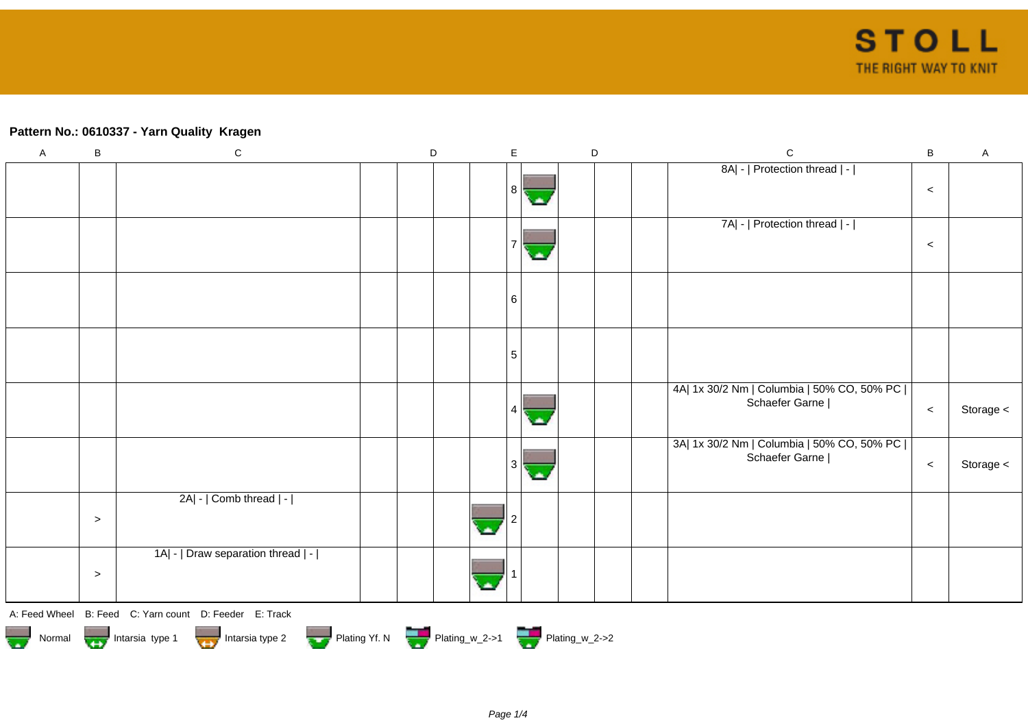**Pattern No.: 0610337 - Yarn Quality  Kragen**

| A | B | C | D | | | | E | | D | | | C | B | A |
|---|---|---|---|---|---|---|---|---|---|---|---|---|---|---|
| | | | | | | | 8 | | | | | 8A\| - \| Protection thread \| - \| | < | |
| | | | | | | | 7 | | | | | 7A\| - \| Protection thread \| - \| | < | |
| | | | | | | | 6 | | | | | | | |
| | | | | | | | 5 | | | | | | | |
| | | | | | | | 4 | | | | | 4A\| 1x 30/2 Nm \| Columbia \| 50% CO, 50% PC \| Schaefer Garne \| | < | Storage < |
| | | | | | | | 3 | | | | | 3A\| 1x 30/2 Nm \| Columbia \| 50% CO, 50% PC \| Schaefer Garne \| | < | Storage < |
| | > | 2A\| - \| Comb thread \| - \| | | | | | 2 | | | | | | | |
| | > | 1A\| - \| Draw separation thread \| - \| | | | | | 1 | | | | | | | |

A: Feed Wheel   B: Feed   C: Yarn count   D: Feeder   E: Track

Normal   Intarsia type 1   Intarsia type 2   Plating Yf. N   Plating_w_2->1   Plating_w_2->2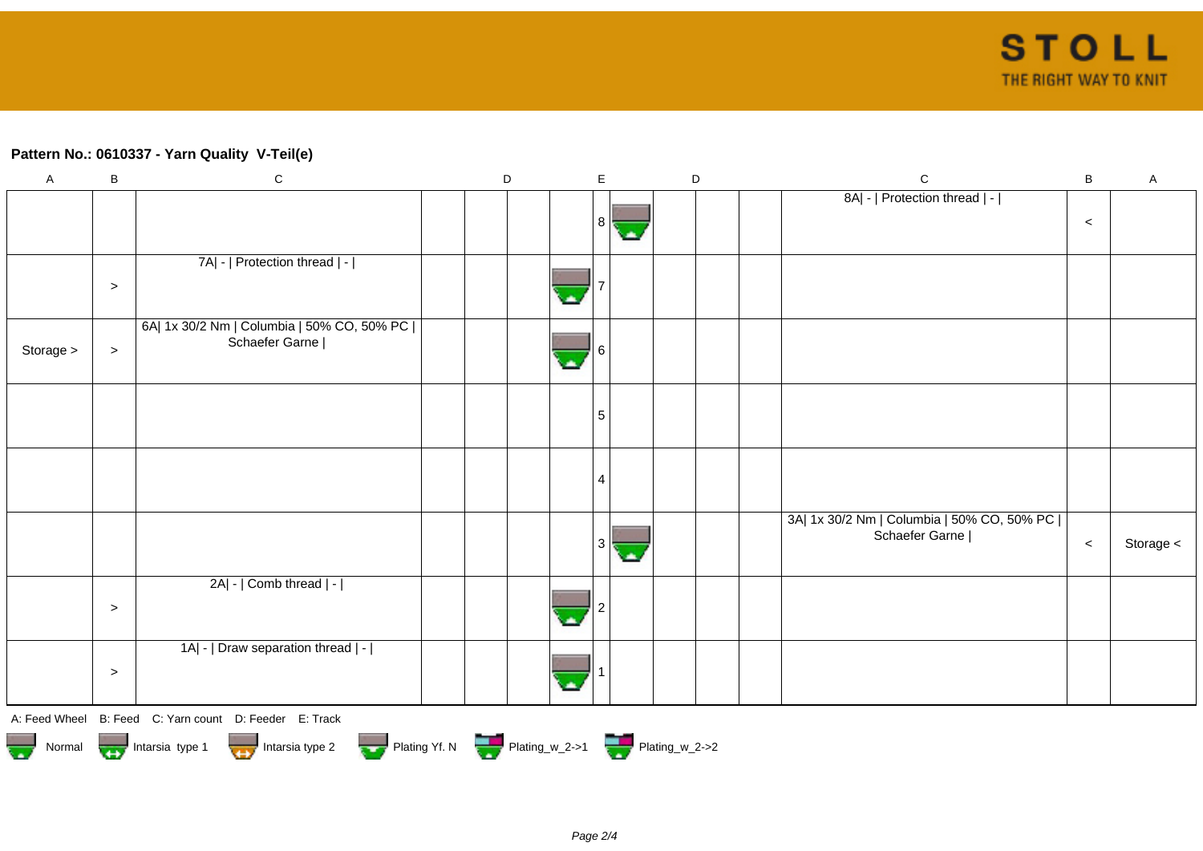**Pattern No.: 0610337 - Yarn Quality  V-Teil(e)**

| A | B | C | D | D | D | D | E | D | D | D | D | C | B | A |
|---|---|---|---|---|---|---|---|---|---|---|---|---|---|---|
| | | | | | | | 8 | | | | | 8A\| - \| Protection thread \| - \| | < | |
| | > | 7A\| - \| Protection thread \| - \| | | | | | 7 | | | | | | | |
| Storage > | > | 6A\| 1x 30/2 Nm \| Columbia \| 50% CO, 50% PC \| Schaefer Garne \| | | | | | 6 | | | | | | | |
| | | | | | | | 5 | | | | | | | |
| | | | | | | | 4 | | | | | | | |
| | | | | | | | 3 | | | | | 3A\| 1x 30/2 Nm \| Columbia \| 50% CO, 50% PC \| Schaefer Garne \| | < | Storage < |
| | > | 2A\| - \| Comb thread \| - \| | | | | | 2 | | | | | | | |
| | > | 1A\| - \| Draw separation thread \| - \| | | | | | 1 | | | | | | | |

A: Feed Wheel   B: Feed   C: Yarn count   D: Feeder   E: Track

Normal   Intarsia type 1   Intarsia type 2   Plating Yf. N   Plating_w_2->1   Plating_w_2->2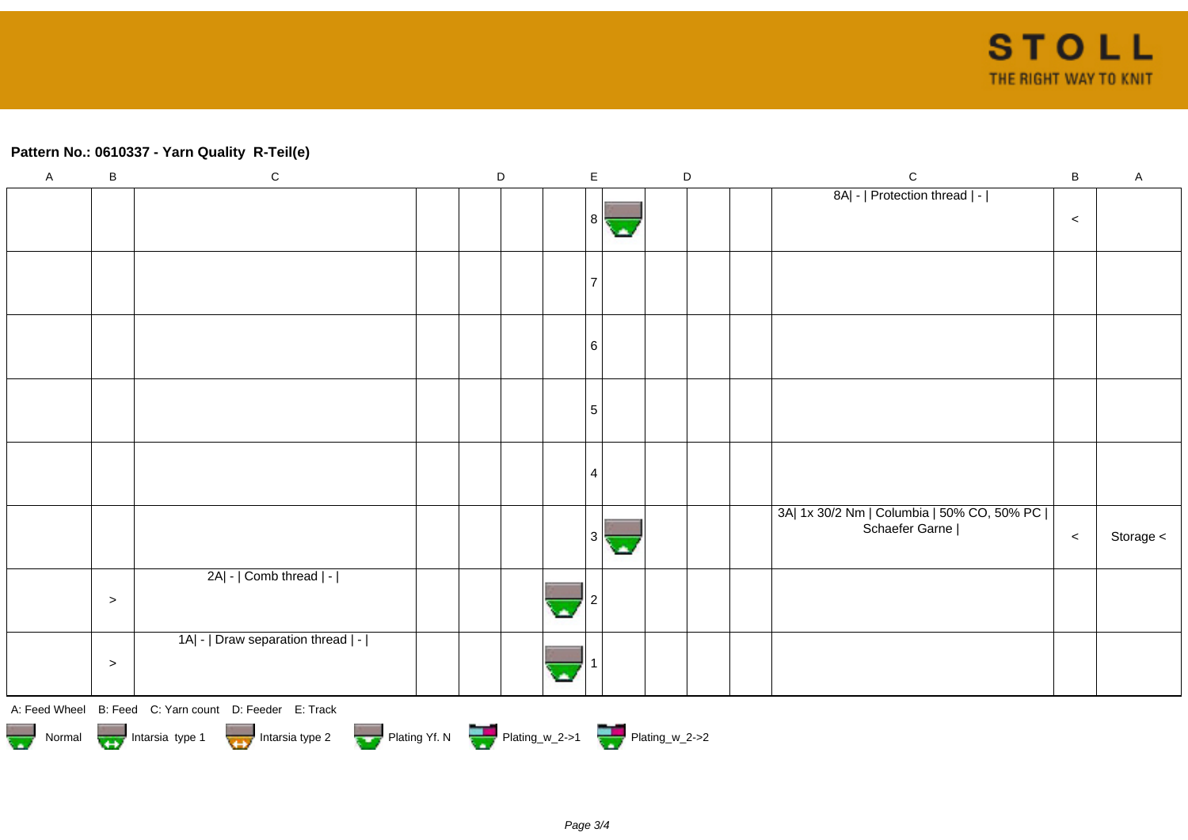**Pattern No.: 0610337 - Yarn Quality  R-Teil(e)**

| A | B | C | D | | | | E | D | | | | C | B | A |
|---|---|---|---|---|---|---|---|---|---|---|---|---|---|---|
| | | | | | | | 8 | | | | | 8A\| - \| Protection thread \| - \| | < | |
| | | | | | | | 7 | | | | | | | |
| | | | | | | | 6 | | | | | | | |
| | | | | | | | 5 | | | | | | | |
| | | | | | | | 4 | | | | | | | |
| | | | | | | | 3 | | | | | 3A\| 1x 30/2 Nm \| Columbia \| 50% CO, 50% PC \| Schaefer Garne \| | < | Storage < |
| | > | 2A\| - \| Comb thread \| - \| | | | | | 2 | | | | | | | |
| | > | 1A\| - \| Draw separation thread \| - \| | | | | | 1 | | | | | | | |

A: Feed Wheel   B: Feed   C: Yarn count   D: Feeder   E: Track

Normal   Intarsia type 1   Intarsia type 2   Plating Yf. N   Plating_w_2->1   Plating_w_2->2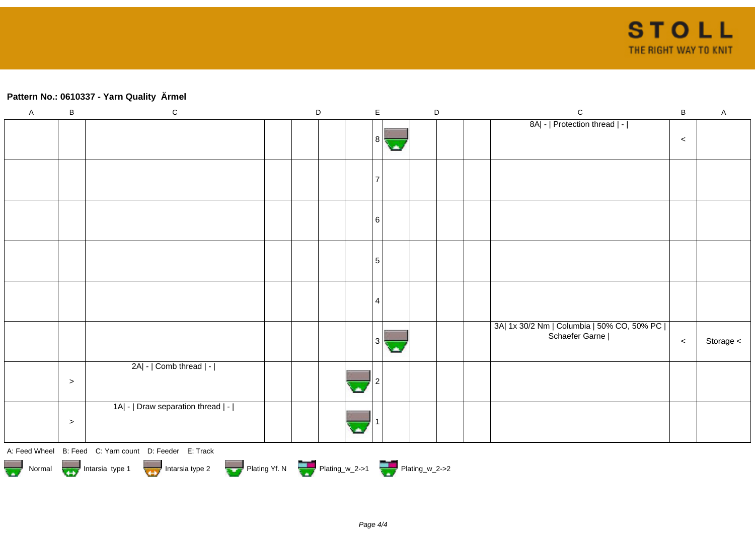**Pattern No.: 0610337 - Yarn Quality  Ärmel**

| A | B | C | D | D | D | D | E | D | D | D | D | C | B | A |
|---|---|---|---|---|---|---|---|---|---|---|---|---|---|---|
| | | | | | | | 8 | | | | | 8A\| - \| Protection thread \| - \| | < | |
| | | | | | | | 7 | | | | | | | |
| | | | | | | | 6 | | | | | | | |
| | | | | | | | 5 | | | | | | | |
| | | | | | | | 4 | | | | | | | |
| | | | | | | | 3 | | | | | 3A\| 1x 30/2 Nm \| Columbia \| 50% CO, 50% PC \| Schaefer Garne \| | < | Storage < |
| | > | 2A\| - \| Comb thread \| - \| | | | | | 2 | | | | | | | |
| | > | 1A\| - \| Draw separation thread \| - \| | | | | | 1 | | | | | | | |

A: Feed Wheel B: Feed C: Yarn count D: Feeder E: Track

Normal Intarsia type 1 Intarsia type 2 Plating Yf. N Plating_w_2->1 Plating_w_2->2